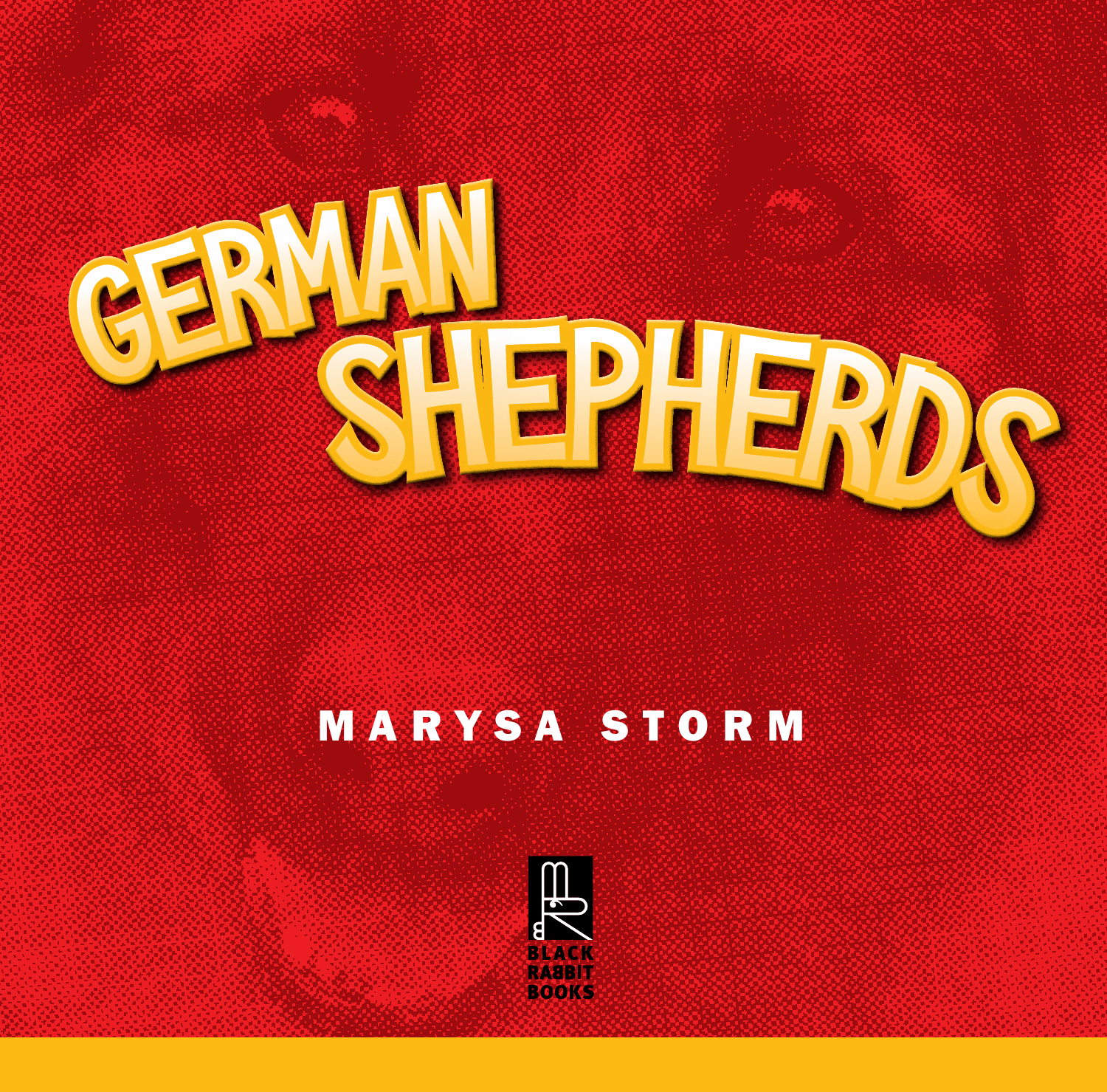# GERMAN SHEPHERDS

MARYSA STORM

BLACK RABBIT BOOKS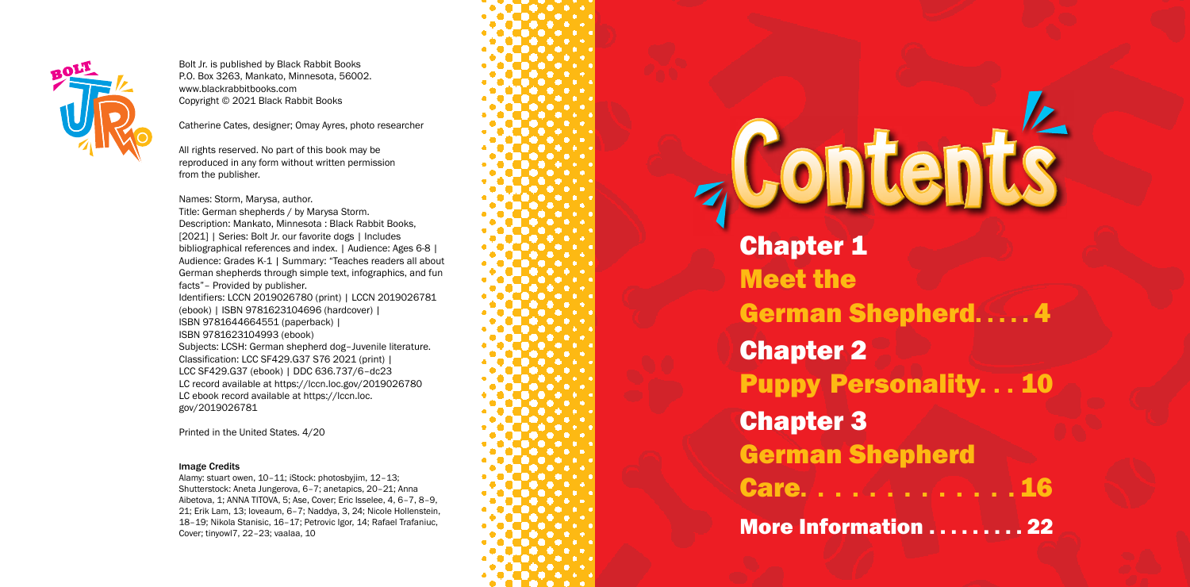Bolt Jr. is published by Black Rabbit Books
P.O. Box 3263, Mankato, Minnesota, 56002.
www.blackrabbitbooks.com
Copyright © 2021 Black Rabbit Books

Catherine Cates, designer; Omay Ayres, photo researcher

All rights reserved. No part of this book may be reproduced in any form without written permission from the publisher.

Names: Storm, Marysa, author.
Title: German shepherds / by Marysa Storm.
Description: Mankato, Minnesota : Black Rabbit Books, [2021] | Series: Bolt Jr. our favorite dogs | Includes bibliographical references and index. | Audience: Ages 6-8 | Audience: Grades K-1 | Summary: "Teaches readers all about German shepherds through simple text, infographics, and fun facts"– Provided by publisher.
Identifiers: LCCN 2019026780 (print) | LCCN 2019026781 (ebook) | ISBN 9781623104696 (hardcover) | ISBN 9781644664551 (paperback) | ISBN 9781623104993 (ebook)
Subjects: LCSH: German shepherd dog–Juvenile literature.
Classification: LCC SF429.G37 S76 2021 (print) | LCC SF429.G37 (ebook) | DDC 636.737/6–dc23
LC record available at https://lccn.loc.gov/2019026780
LC ebook record available at https://lccn.loc.gov/2019026781

Printed in the United States. 4/20

**Image Credits**

Alamy: stuart owen, 10–11; iStock: photosbyjim, 12–13; Shutterstock: Aneta Jungerova, 6–7; anetapics, 20–21; Anna Aibetova, 1; ANNA TITOVA, 5; Ase, Cover; Eric Isselee, 4, 6–7, 8–9, 21; Erik Lam, 13; loveaum, 6–7; Naddya, 3, 24; Nicole Hollenstein, 18–19; Nikola Stanisic, 16–17; Petrovic Igor, 14; Rafael Trafaniuc, Cover; tinyowl7, 22–23; vaalaa, 10

# Contents

**Chapter 1**
**Meet the German Shepherd. . . . . 4**

**Chapter 2**
**Puppy Personality. . . 10**

**Chapter 3**
**German Shepherd Care. . . . . . . . . . . . . 16**

**More Information . . . . . . . . . 22**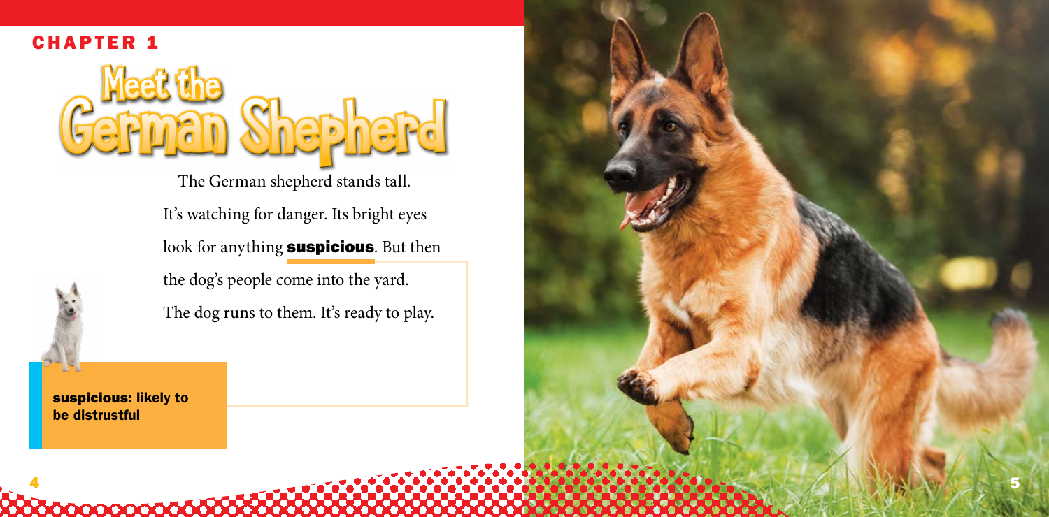CHAPTER 1

# Meet the German Shepherd

The German shepherd stands tall. It's watching for danger. Its bright eyes look for anything **suspicious**. But then the dog's people come into the yard. The dog runs to them. It's ready to play.

**suspicious: likely to be distrustful**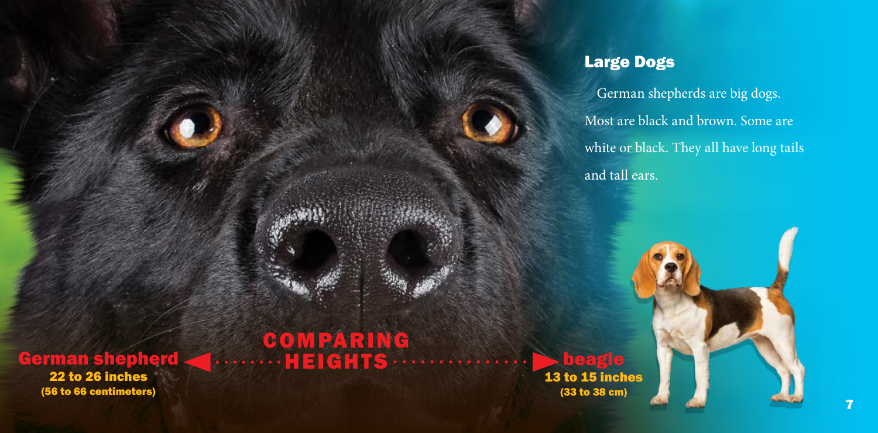## Large Dogs

German shepherds are big dogs. Most are black and brown. Some are white or black. They all have long tails and tall ears.

COMPARING HEIGHTS

German shepherd
22 to 26 inches
(56 to 66 centimeters)

beagle
13 to 15 inches
(33 to 38 cm)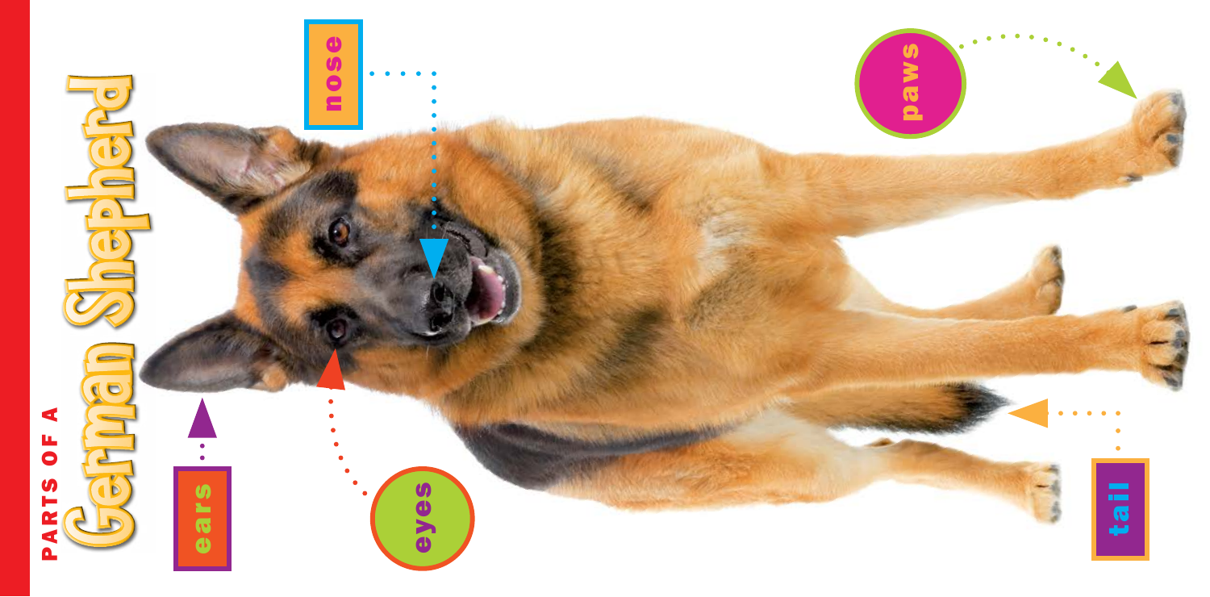# PARTS OF A German Shepherd

ears

eyes

nose

paws

tail